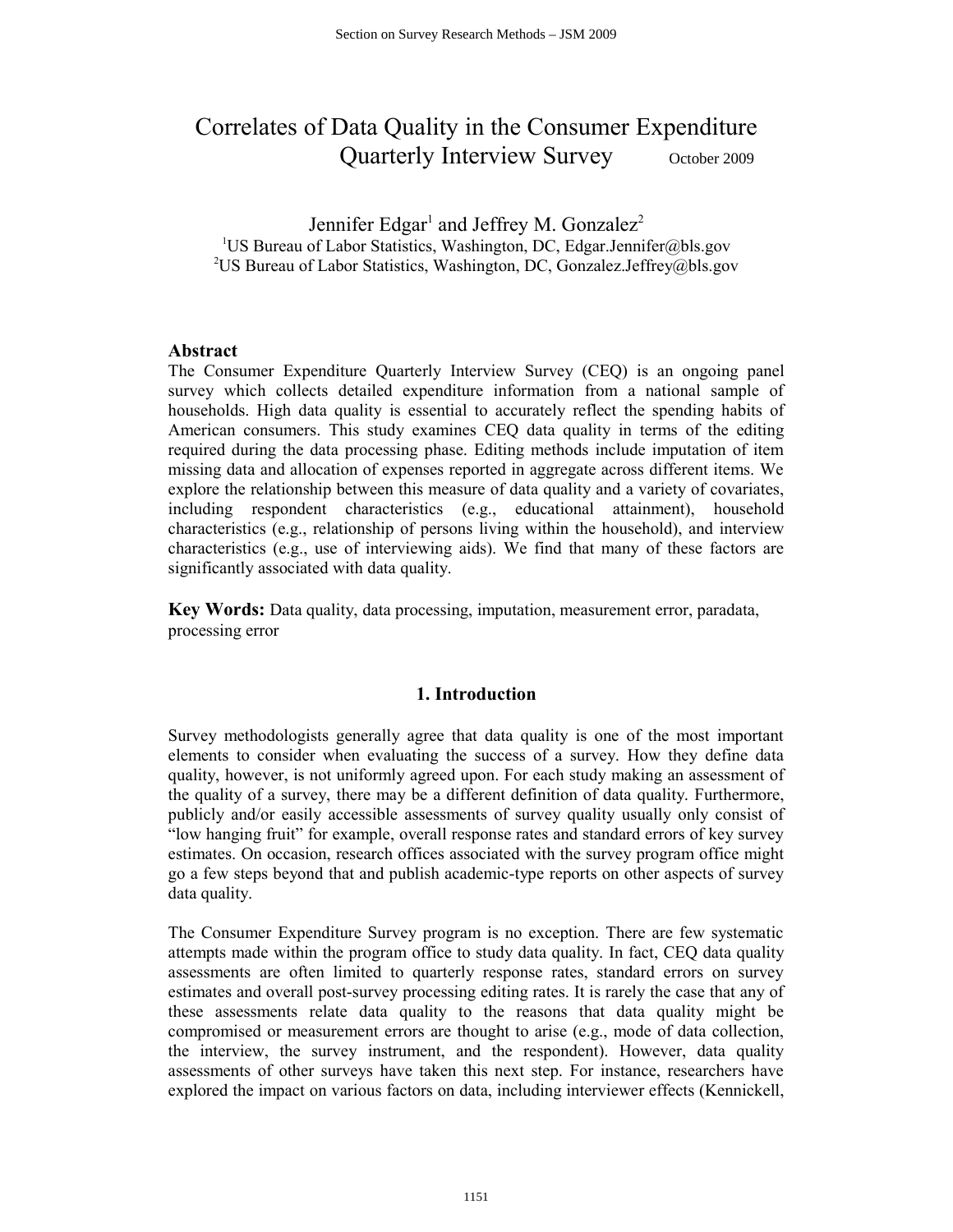# Correlates of Data Quality in the Consumer Expenditure Quarterly Interview Survey

October 2009

Jennifer Edgar[1] and Jeffrey M. Gonzalez[2]

[1]US Bureau of Labor Statistics, Washington, DC, Edgar.Jennifer@bls.gov
[2]US Bureau of Labor Statistics, Washington, DC, Gonzalez.Jeffrey@bls.gov

## Abstract

The Consumer Expenditure Quarterly Interview Survey (CEQ) is an ongoing panel survey which collects detailed expenditure information from a national sample of households. High data quality is essential to accurately reflect the spending habits of American consumers. This study examines CEQ data quality in terms of the editing required during the data processing phase. Editing methods include imputation of item missing data and allocation of expenses reported in aggregate across different items. We explore the relationship between this measure of data quality and a variety of covariates, including respondent characteristics (e.g., educational attainment), household characteristics (e.g., relationship of persons living within the household), and interview characteristics (e.g., use of interviewing aids). We find that many of these factors are significantly associated with data quality.

**Key Words:** Data quality, data processing, imputation, measurement error, paradata, processing error

## 1. Introduction

Survey methodologists generally agree that data quality is one of the most important elements to consider when evaluating the success of a survey. How they define data quality, however, is not uniformly agreed upon. For each study making an assessment of the quality of a survey, there may be a different definition of data quality. Furthermore, publicly and/or easily accessible assessments of survey quality usually only consist of "low hanging fruit" for example, overall response rates and standard errors of key survey estimates. On occasion, research offices associated with the survey program office might go a few steps beyond that and publish academic-type reports on other aspects of survey data quality.

The Consumer Expenditure Survey program is no exception. There are few systematic attempts made within the program office to study data quality. In fact, CEQ data quality assessments are often limited to quarterly response rates, standard errors on survey estimates and overall post-survey processing editing rates. It is rarely the case that any of these assessments relate data quality to the reasons that data quality might be compromised or measurement errors are thought to arise (e.g., mode of data collection, the interview, the survey instrument, and the respondent). However, data quality assessments of other surveys have taken this next step. For instance, researchers have explored the impact on various factors on data, including interviewer effects (Kennickell,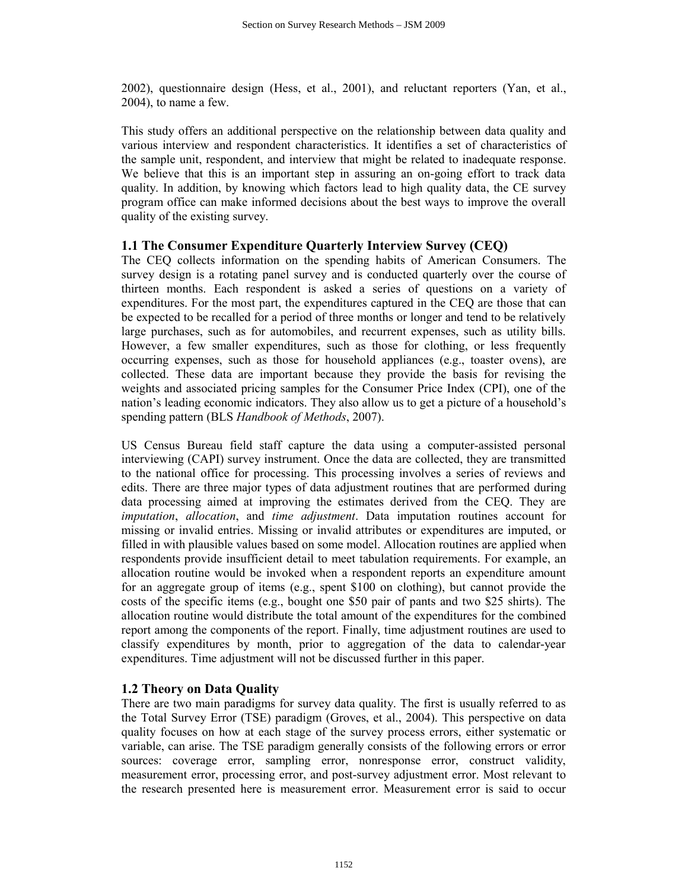2002), questionnaire design (Hess, et al., 2001), and reluctant reporters (Yan, et al., 2004), to name a few.

This study offers an additional perspective on the relationship between data quality and various interview and respondent characteristics. It identifies a set of characteristics of the sample unit, respondent, and interview that might be related to inadequate response. We believe that this is an important step in assuring an on-going effort to track data quality. In addition, by knowing which factors lead to high quality data, the CE survey program office can make informed decisions about the best ways to improve the overall quality of the existing survey.

## 1.1 The Consumer Expenditure Quarterly Interview Survey (CEQ)

The CEQ collects information on the spending habits of American Consumers. The survey design is a rotating panel survey and is conducted quarterly over the course of thirteen months. Each respondent is asked a series of questions on a variety of expenditures. For the most part, the expenditures captured in the CEQ are those that can be expected to be recalled for a period of three months or longer and tend to be relatively large purchases, such as for automobiles, and recurrent expenses, such as utility bills. However, a few smaller expenditures, such as those for clothing, or less frequently occurring expenses, such as those for household appliances (e.g., toaster ovens), are collected. These data are important because they provide the basis for revising the weights and associated pricing samples for the Consumer Price Index (CPI), one of the nation's leading economic indicators. They also allow us to get a picture of a household's spending pattern (BLS *Handbook of Methods*, 2007).

US Census Bureau field staff capture the data using a computer-assisted personal interviewing (CAPI) survey instrument. Once the data are collected, they are transmitted to the national office for processing. This processing involves a series of reviews and edits. There are three major types of data adjustment routines that are performed during data processing aimed at improving the estimates derived from the CEQ. They are *imputation*, *allocation*, and *time adjustment*. Data imputation routines account for missing or invalid entries. Missing or invalid attributes or expenditures are imputed, or filled in with plausible values based on some model. Allocation routines are applied when respondents provide insufficient detail to meet tabulation requirements. For example, an allocation routine would be invoked when a respondent reports an expenditure amount for an aggregate group of items (e.g., spent $100 on clothing), but cannot provide the costs of the specific items (e.g., bought one $50 pair of pants and two $25 shirts). The allocation routine would distribute the total amount of the expenditures for the combined report among the components of the report. Finally, time adjustment routines are used to classify expenditures by month, prior to aggregation of the data to calendar-year expenditures. Time adjustment will not be discussed further in this paper.

## 1.2 Theory on Data Quality

There are two main paradigms for survey data quality. The first is usually referred to as the Total Survey Error (TSE) paradigm (Groves, et al., 2004). This perspective on data quality focuses on how at each stage of the survey process errors, either systematic or variable, can arise. The TSE paradigm generally consists of the following errors or error sources: coverage error, sampling error, nonresponse error, construct validity, measurement error, processing error, and post-survey adjustment error. Most relevant to the research presented here is measurement error. Measurement error is said to occur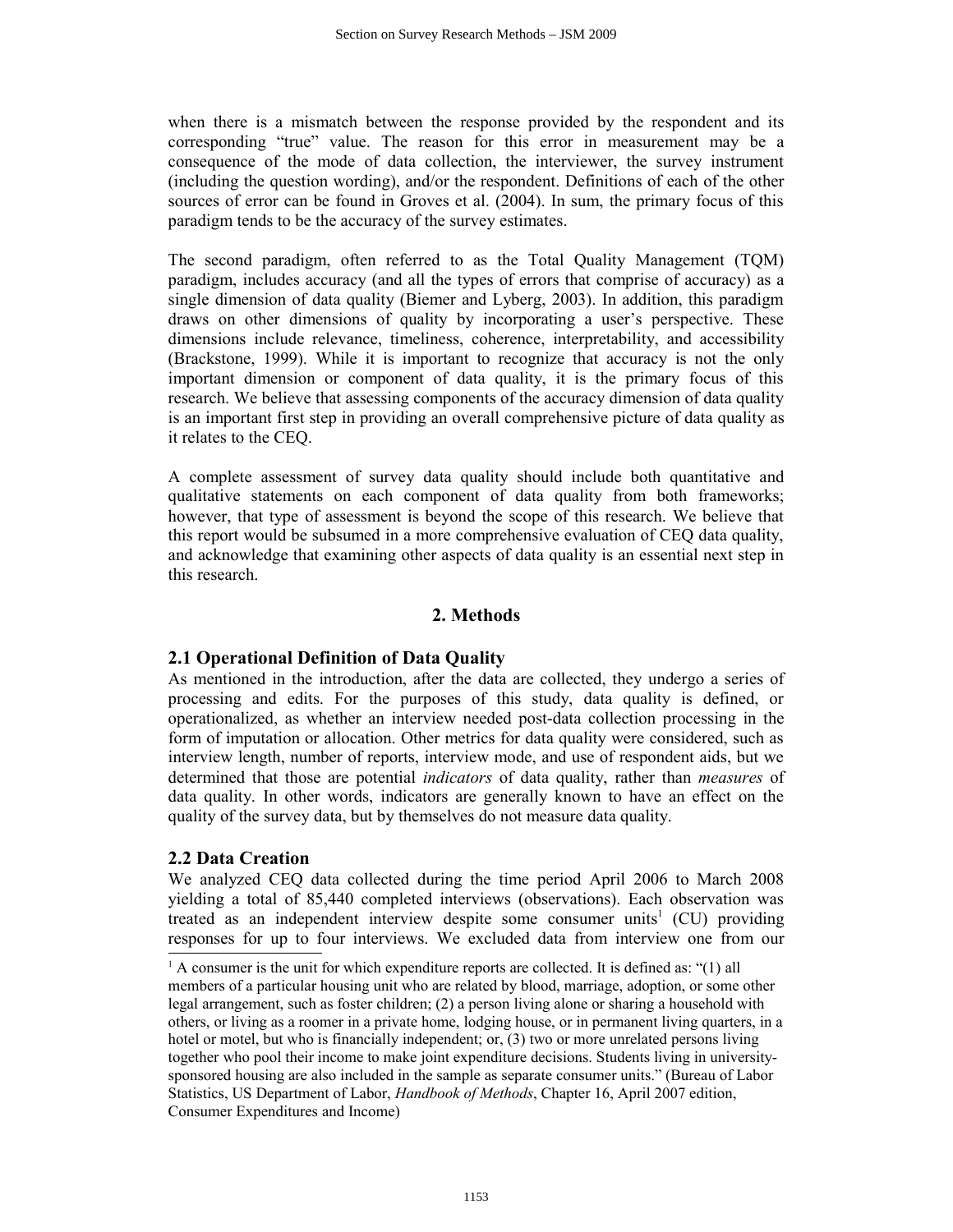when there is a mismatch between the response provided by the respondent and its corresponding "true" value. The reason for this error in measurement may be a consequence of the mode of data collection, the interviewer, the survey instrument (including the question wording), and/or the respondent. Definitions of each of the other sources of error can be found in Groves et al. (2004). In sum, the primary focus of this paradigm tends to be the accuracy of the survey estimates.

The second paradigm, often referred to as the Total Quality Management (TQM) paradigm, includes accuracy (and all the types of errors that comprise of accuracy) as a single dimension of data quality (Biemer and Lyberg, 2003). In addition, this paradigm draws on other dimensions of quality by incorporating a user's perspective. These dimensions include relevance, timeliness, coherence, interpretability, and accessibility (Brackstone, 1999). While it is important to recognize that accuracy is not the only important dimension or component of data quality, it is the primary focus of this research. We believe that assessing components of the accuracy dimension of data quality is an important first step in providing an overall comprehensive picture of data quality as it relates to the CEQ.

A complete assessment of survey data quality should include both quantitative and qualitative statements on each component of data quality from both frameworks; however, that type of assessment is beyond the scope of this research. We believe that this report would be subsumed in a more comprehensive evaluation of CEQ data quality, and acknowledge that examining other aspects of data quality is an essential next step in this research.

## 2. Methods

### 2.1 Operational Definition of Data Quality

As mentioned in the introduction, after the data are collected, they undergo a series of processing and edits. For the purposes of this study, data quality is defined, or operationalized, as whether an interview needed post-data collection processing in the form of imputation or allocation. Other metrics for data quality were considered, such as interview length, number of reports, interview mode, and use of respondent aids, but we determined that those are potential *indicators* of data quality, rather than *measures* of data quality. In other words, indicators are generally known to have an effect on the quality of the survey data, but by themselves do not measure data quality.

### 2.2 Data Creation

We analyzed CEQ data collected during the time period April 2006 to March 2008 yielding a total of 85,440 completed interviews (observations). Each observation was treated as an independent interview despite some consumer units[1] (CU) providing responses for up to four interviews. We excluded data from interview one from our

[1] A consumer is the unit for which expenditure reports are collected. It is defined as: "(1) all members of a particular housing unit who are related by blood, marriage, adoption, or some other legal arrangement, such as foster children; (2) a person living alone or sharing a household with others, or living as a roomer in a private home, lodging house, or in permanent living quarters, in a hotel or motel, but who is financially independent; or, (3) two or more unrelated persons living together who pool their income to make joint expenditure decisions. Students living in university-sponsored housing are also included in the sample as separate consumer units." (Bureau of Labor Statistics, US Department of Labor, *Handbook of Methods*, Chapter 16, April 2007 edition, Consumer Expenditures and Income)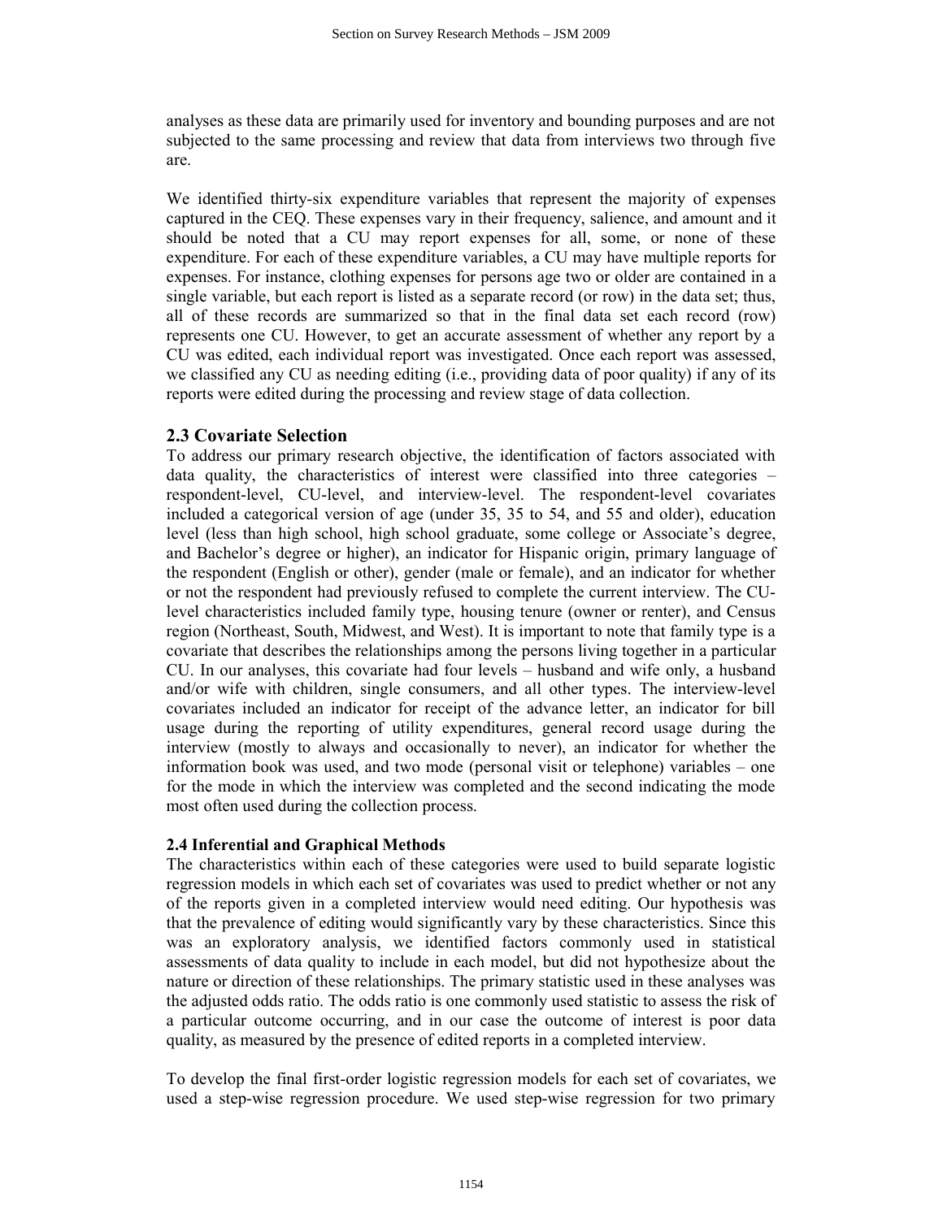analyses as these data are primarily used for inventory and bounding purposes and are not subjected to the same processing and review that data from interviews two through five are.

We identified thirty-six expenditure variables that represent the majority of expenses captured in the CEQ. These expenses vary in their frequency, salience, and amount and it should be noted that a CU may report expenses for all, some, or none of these expenditure. For each of these expenditure variables, a CU may have multiple reports for expenses. For instance, clothing expenses for persons age two or older are contained in a single variable, but each report is listed as a separate record (or row) in the data set; thus, all of these records are summarized so that in the final data set each record (row) represents one CU. However, to get an accurate assessment of whether any report by a CU was edited, each individual report was investigated. Once each report was assessed, we classified any CU as needing editing (i.e., providing data of poor quality) if any of its reports were edited during the processing and review stage of data collection.

## 2.3 Covariate Selection

To address our primary research objective, the identification of factors associated with data quality, the characteristics of interest were classified into three categories – respondent-level, CU-level, and interview-level. The respondent-level covariates included a categorical version of age (under 35, 35 to 54, and 55 and older), education level (less than high school, high school graduate, some college or Associate's degree, and Bachelor's degree or higher), an indicator for Hispanic origin, primary language of the respondent (English or other), gender (male or female), and an indicator for whether or not the respondent had previously refused to complete the current interview. The CU-level characteristics included family type, housing tenure (owner or renter), and Census region (Northeast, South, Midwest, and West). It is important to note that family type is a covariate that describes the relationships among the persons living together in a particular CU. In our analyses, this covariate had four levels – husband and wife only, a husband and/or wife with children, single consumers, and all other types. The interview-level covariates included an indicator for receipt of the advance letter, an indicator for bill usage during the reporting of utility expenditures, general record usage during the interview (mostly to always and occasionally to never), an indicator for whether the information book was used, and two mode (personal visit or telephone) variables – one for the mode in which the interview was completed and the second indicating the mode most often used during the collection process.

### 2.4 Inferential and Graphical Methods

The characteristics within each of these categories were used to build separate logistic regression models in which each set of covariates was used to predict whether or not any of the reports given in a completed interview would need editing. Our hypothesis was that the prevalence of editing would significantly vary by these characteristics. Since this was an exploratory analysis, we identified factors commonly used in statistical assessments of data quality to include in each model, but did not hypothesize about the nature or direction of these relationships. The primary statistic used in these analyses was the adjusted odds ratio. The odds ratio is one commonly used statistic to assess the risk of a particular outcome occurring, and in our case the outcome of interest is poor data quality, as measured by the presence of edited reports in a completed interview.

To develop the final first-order logistic regression models for each set of covariates, we used a step-wise regression procedure. We used step-wise regression for two primary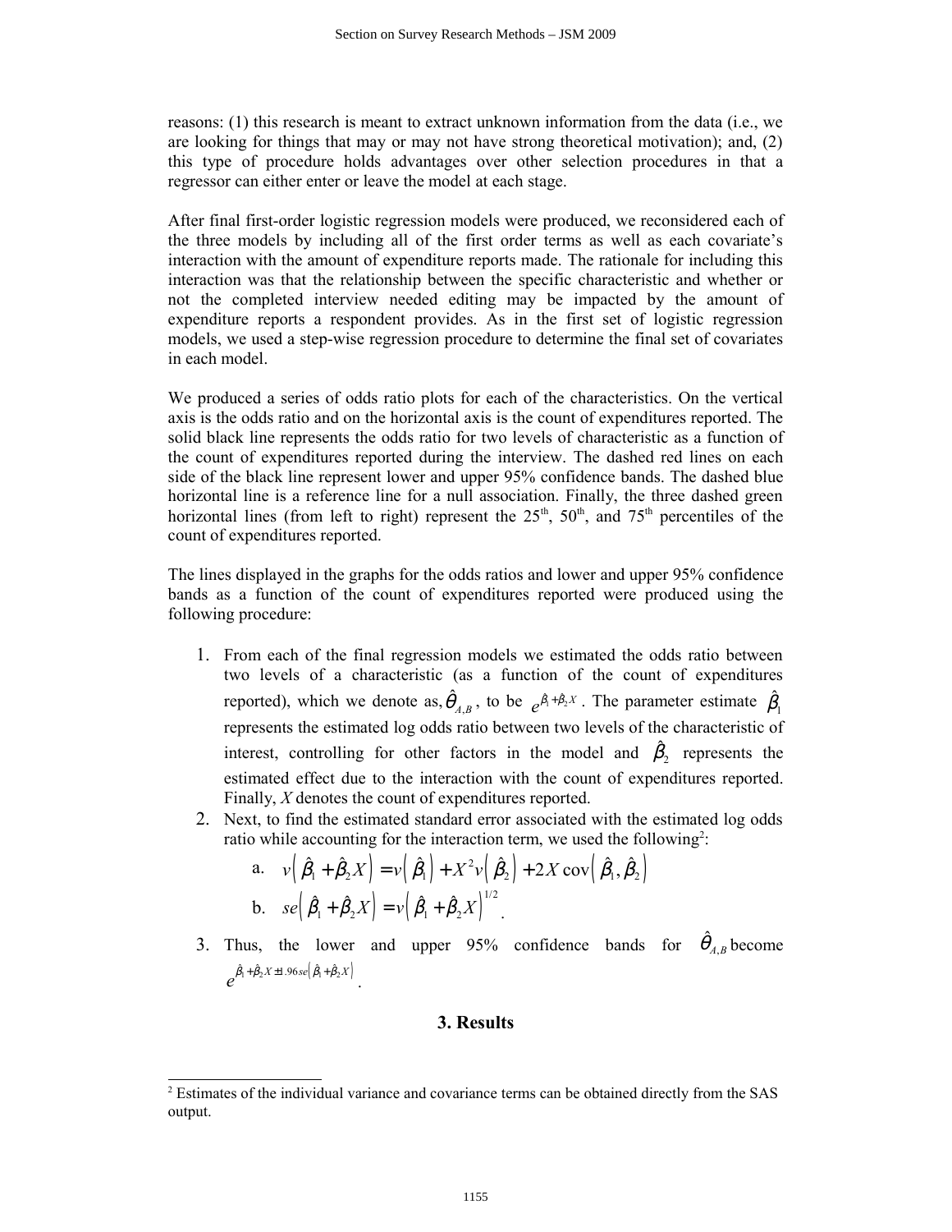reasons: (1) this research is meant to extract unknown information from the data (i.e., we are looking for things that may or may not have strong theoretical motivation); and, (2) this type of procedure holds advantages over other selection procedures in that a regressor can either enter or leave the model at each stage.

After final first-order logistic regression models were produced, we reconsidered each of the three models by including all of the first order terms as well as each covariate's interaction with the amount of expenditure reports made. The rationale for including this interaction was that the relationship between the specific characteristic and whether or not the completed interview needed editing may be impacted by the amount of expenditure reports a respondent provides. As in the first set of logistic regression models, we used a step-wise regression procedure to determine the final set of covariates in each model.

We produced a series of odds ratio plots for each of the characteristics. On the vertical axis is the odds ratio and on the horizontal axis is the count of expenditures reported. The solid black line represents the odds ratio for two levels of characteristic as a function of the count of expenditures reported during the interview. The dashed red lines on each side of the black line represent lower and upper 95% confidence bands. The dashed blue horizontal line is a reference line for a null association. Finally, the three dashed green horizontal lines (from left to right) represent the 25th, 50th, and 75th percentiles of the count of expenditures reported.

The lines displayed in the graphs for the odds ratios and lower and upper 95% confidence bands as a function of the count of expenditures reported were produced using the following procedure:

1. From each of the final regression models we estimated the odds ratio between two levels of a characteristic (as a function of the count of expenditures reported), which we denote as, $\hat{\theta}_{A,B}$, to be $e^{\hat{\beta}_1+\hat{\beta}_2 X}$. The parameter estimate $\hat{\beta}_1$ represents the estimated log odds ratio between two levels of the characteristic of interest, controlling for other factors in the model and $\hat{\beta}_2$ represents the estimated effect due to the interaction with the count of expenditures reported. Finally, $X$ denotes the count of expenditures reported.
2. Next, to find the estimated standard error associated with the estimated log odds ratio while accounting for the interaction term, we used the following[2]:
    a. $v\left(\hat{\beta}_1+\hat{\beta}_2 X\right)=v\left(\hat{\beta}_1\right)+X^2 v\left(\hat{\beta}_2\right)+2X\operatorname{cov}\left(\hat{\beta}_1,\hat{\beta}_2\right)$
    b. $se\left(\hat{\beta}_1+\hat{\beta}_2 X\right)=v\left(\hat{\beta}_1+\hat{\beta}_2 X\right)^{1/2}$.
3. Thus, the lower and upper 95% confidence bands for $\hat{\theta}_{A,B}$ become $e^{\hat{\beta}_1+\hat{\beta}_2 X\pm 1.96 se\left(\hat{\beta}_1+\hat{\beta}_2 X\right)}$.

## 3. Results

[2] Estimates of the individual variance and covariance terms can be obtained directly from the SAS output.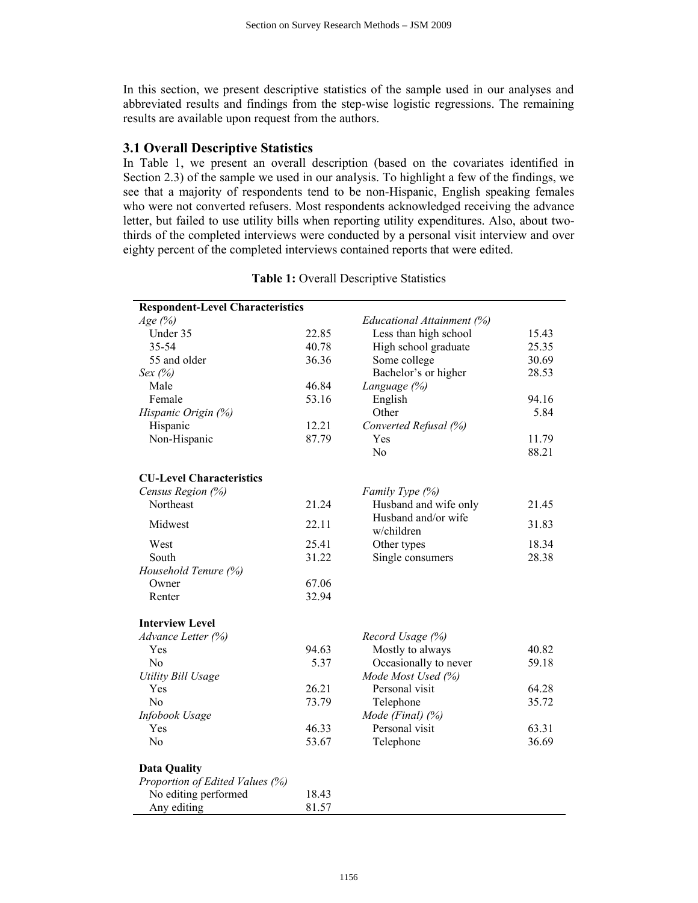In this section, we present descriptive statistics of the sample used in our analyses and abbreviated results and findings from the step-wise logistic regressions. The remaining results are available upon request from the authors.

### 3.1 Overall Descriptive Statistics

In Table 1, we present an overall description (based on the covariates identified in Section 2.3) of the sample we used in our analysis. To highlight a few of the findings, we see that a majority of respondents tend to be non-Hispanic, English speaking females who were not converted refusers. Most respondents acknowledged receiving the advance letter, but failed to use utility bills when reporting utility expenditures. Also, about two-thirds of the completed interviews were conducted by a personal visit interview and over eighty percent of the completed interviews contained reports that were edited.

**Table 1:** Overall Descriptive Statistics

| **Respondent-Level Characteristics** | | | |
|---|---|---|---|
| *Age (%)* | | *Educational Attainment (%)* | |
| Under 35 | 22.85 | Less than high school | 15.43 |
| 35-54 | 40.78 | High school graduate | 25.35 |
| 55 and older | 36.36 | Some college | 30.69 |
| *Sex (%)* | | Bachelor's or higher | 28.53 |
| Male | 46.84 | *Language (%)* | |
| Female | 53.16 | English | 94.16 |
| *Hispanic Origin (%)* | | Other | 5.84 |
| Hispanic | 12.21 | *Converted Refusal (%)* | |
| Non-Hispanic | 87.79 | Yes | 11.79 |
| | | No | 88.21 |
| **CU-Level Characteristics** | | | |
| *Census Region (%)* | | *Family Type (%)* | |
| Northeast | 21.24 | Husband and wife only | 21.45 |
| Midwest | 22.11 | Husband and/or wife w/children | 31.83 |
| West | 25.41 | Other types | 18.34 |
| South | 31.22 | Single consumers | 28.38 |
| *Household Tenure (%)* | | | |
| Owner | 67.06 | | |
| Renter | 32.94 | | |
| **Interview Level** | | | |
| *Advance Letter (%)* | | *Record Usage (%)* | |
| Yes | 94.63 | Mostly to always | 40.82 |
| No | 5.37 | Occasionally to never | 59.18 |
| *Utility Bill Usage* | | *Mode Most Used (%)* | |
| Yes | 26.21 | Personal visit | 64.28 |
| No | 73.79 | Telephone | 35.72 |
| *Infobook Usage* | | *Mode (Final) (%)* | |
| Yes | 46.33 | Personal visit | 63.31 |
| No | 53.67 | Telephone | 36.69 |
| **Data Quality** | | | |
| *Proportion of Edited Values (%)* | | | |
| No editing performed | 18.43 | | |
| Any editing | 81.57 | | |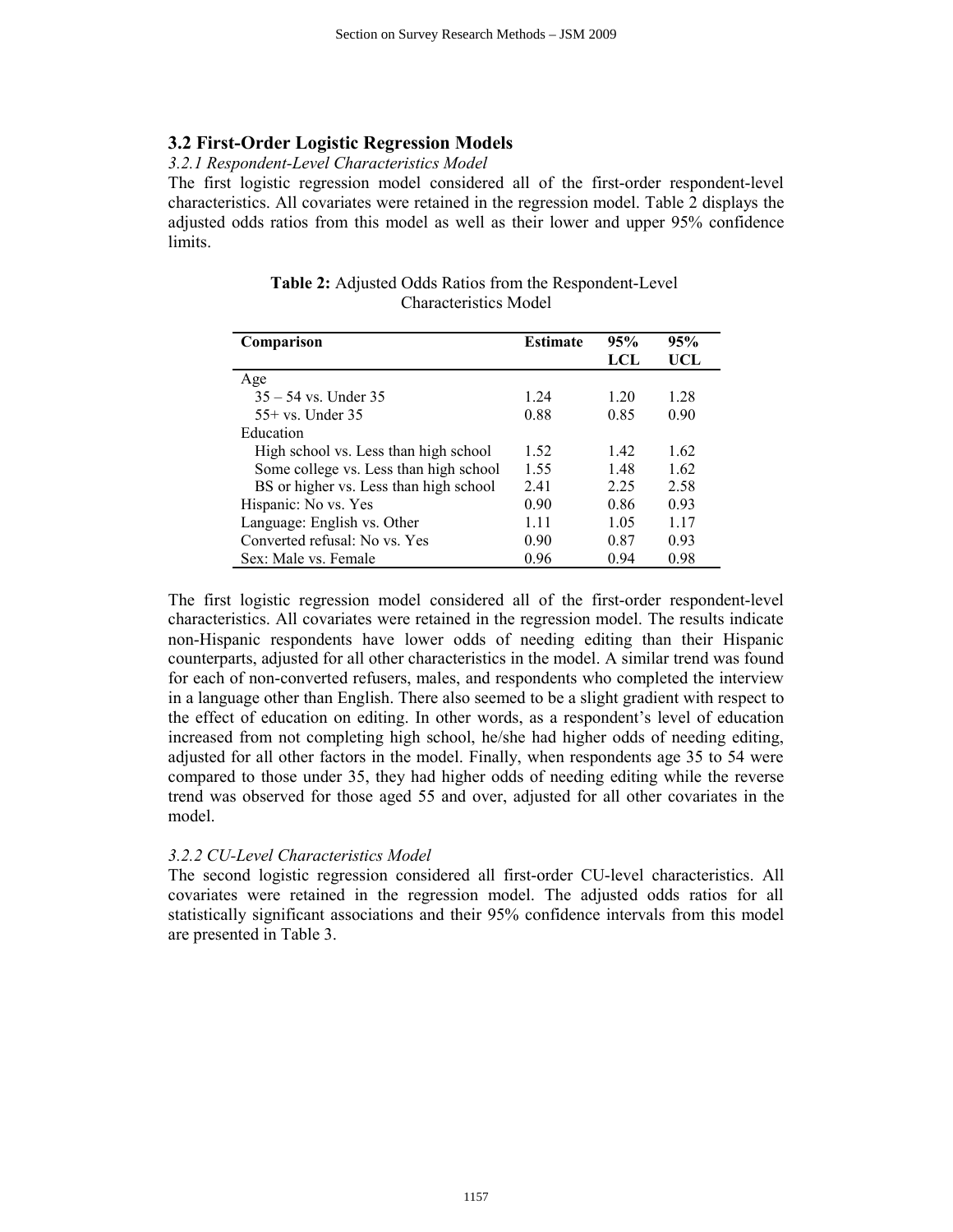## 3.2 First-Order Logistic Regression Models

*3.2.1 Respondent-Level Characteristics Model*

The first logistic regression model considered all of the first-order respondent-level characteristics. All covariates were retained in the regression model. Table 2 displays the adjusted odds ratios from this model as well as their lower and upper 95% confidence limits.

**Table 2:** Adjusted Odds Ratios from the Respondent-Level Characteristics Model

| Comparison | Estimate | 95% LCL | 95% UCL |
|---|---|---|---|
| Age | | | |
| 35 – 54 vs. Under 35 | 1.24 | 1.20 | 1.28 |
| 55+ vs. Under 35 | 0.88 | 0.85 | 0.90 |
| Education | | | |
| High school vs. Less than high school | 1.52 | 1.42 | 1.62 |
| Some college vs. Less than high school | 1.55 | 1.48 | 1.62 |
| BS or higher vs. Less than high school | 2.41 | 2.25 | 2.58 |
| Hispanic: No vs. Yes | 0.90 | 0.86 | 0.93 |
| Language: English vs. Other | 1.11 | 1.05 | 1.17 |
| Converted refusal: No vs. Yes | 0.90 | 0.87 | 0.93 |
| Sex: Male vs. Female | 0.96 | 0.94 | 0.98 |

The first logistic regression model considered all of the first-order respondent-level characteristics. All covariates were retained in the regression model. The results indicate non-Hispanic respondents have lower odds of needing editing than their Hispanic counterparts, adjusted for all other characteristics in the model. A similar trend was found for each of non-converted refusers, males, and respondents who completed the interview in a language other than English. There also seemed to be a slight gradient with respect to the effect of education on editing. In other words, as a respondent's level of education increased from not completing high school, he/she had higher odds of needing editing, adjusted for all other factors in the model. Finally, when respondents age 35 to 54 were compared to those under 35, they had higher odds of needing editing while the reverse trend was observed for those aged 55 and over, adjusted for all other covariates in the model.

*3.2.2 CU-Level Characteristics Model*

The second logistic regression considered all first-order CU-level characteristics. All covariates were retained in the regression model. The adjusted odds ratios for all statistically significant associations and their 95% confidence intervals from this model are presented in Table 3.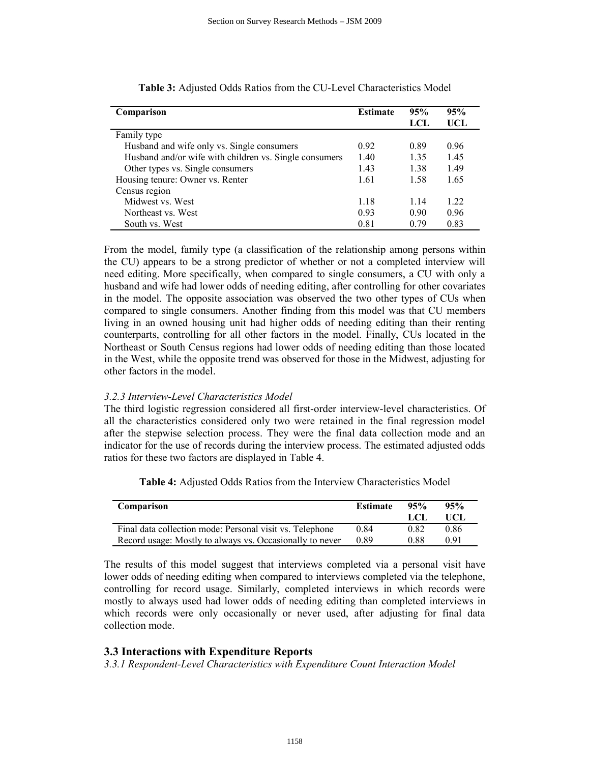**Table 3:** Adjusted Odds Ratios from the CU-Level Characteristics Model

| Comparison | Estimate | 95% LCL | 95% UCL |
|---|---|---|---|
| Family type | | | |
| Husband and wife only vs. Single consumers | 0.92 | 0.89 | 0.96 |
| Husband and/or wife with children vs. Single consumers | 1.40 | 1.35 | 1.45 |
| Other types vs. Single consumers | 1.43 | 1.38 | 1.49 |
| Housing tenure: Owner vs. Renter | 1.61 | 1.58 | 1.65 |
| Census region | | | |
| Midwest vs. West | 1.18 | 1.14 | 1.22 |
| Northeast vs. West | 0.93 | 0.90 | 0.96 |
| South vs. West | 0.81 | 0.79 | 0.83 |

From the model, family type (a classification of the relationship among persons within the CU) appears to be a strong predictor of whether or not a completed interview will need editing. More specifically, when compared to single consumers, a CU with only a husband and wife had lower odds of needing editing, after controlling for other covariates in the model. The opposite association was observed the two other types of CUs when compared to single consumers. Another finding from this model was that CU members living in an owned housing unit had higher odds of needing editing than their renting counterparts, controlling for all other factors in the model. Finally, CUs located in the Northeast or South Census regions had lower odds of needing editing than those located in the West, while the opposite trend was observed for those in the Midwest, adjusting for other factors in the model.

*3.2.3 Interview-Level Characteristics Model*

The third logistic regression considered all first-order interview-level characteristics. Of all the characteristics considered only two were retained in the final regression model after the stepwise selection process. They were the final data collection mode and an indicator for the use of records during the interview process. The estimated adjusted odds ratios for these two factors are displayed in Table 4.

**Table 4:** Adjusted Odds Ratios from the Interview Characteristics Model

| Comparison | Estimate | 95% LCL | 95% UCL |
|---|---|---|---|
| Final data collection mode: Personal visit vs. Telephone | 0.84 | 0.82 | 0.86 |
| Record usage: Mostly to always vs. Occasionally to never | 0.89 | 0.88 | 0.91 |

The results of this model suggest that interviews completed via a personal visit have lower odds of needing editing when compared to interviews completed via the telephone, controlling for record usage. Similarly, completed interviews in which records were mostly to always used had lower odds of needing editing than completed interviews in which records were only occasionally or never used, after adjusting for final data collection mode.

## 3.3 Interactions with Expenditure Reports

*3.3.1 Respondent-Level Characteristics with Expenditure Count Interaction Model*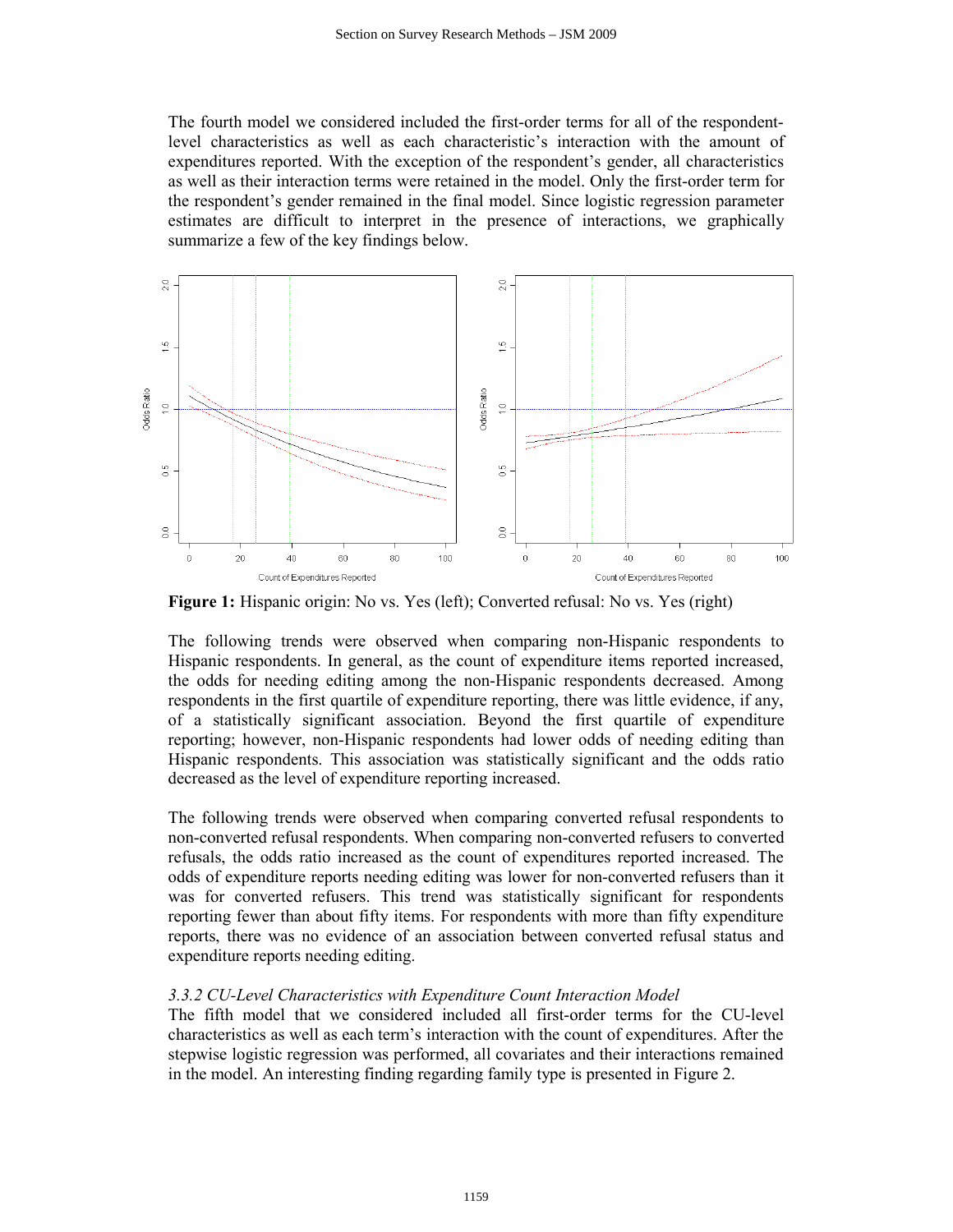The fourth model we considered included the first-order terms for all of the respondent-level characteristics as well as each characteristic's interaction with the amount of expenditures reported. With the exception of the respondent's gender, all characteristics as well as their interaction terms were retained in the model. Only the first-order term for the respondent's gender remained in the final model. Since logistic regression parameter estimates are difficult to interpret in the presence of interactions, we graphically summarize a few of the key findings below.

Odds Ratio
2.0
1.5
1.0
0.5
0.0
0 20 40 60 80 100
Count of Expenditures Reported

Odds Ratio
2.0
1.5
1.0
0.5
0.0
0 20 40 60 80 100
Count of Expenditures Reported

**Figure 1:** Hispanic origin: No vs. Yes (left); Converted refusal: No vs. Yes (right)

The following trends were observed when comparing non-Hispanic respondents to Hispanic respondents. In general, as the count of expenditure items reported increased, the odds for needing editing among the non-Hispanic respondents decreased. Among respondents in the first quartile of expenditure reporting, there was little evidence, if any, of a statistically significant association. Beyond the first quartile of expenditure reporting; however, non-Hispanic respondents had lower odds of needing editing than Hispanic respondents. This association was statistically significant and the odds ratio decreased as the level of expenditure reporting increased.

The following trends were observed when comparing converted refusal respondents to non-converted refusal respondents. When comparing non-converted refusers to converted refusals, the odds ratio increased as the count of expenditures reported increased. The odds of expenditure reports needing editing was lower for non-converted refusers than it was for converted refusers. This trend was statistically significant for respondents reporting fewer than about fifty items. For respondents with more than fifty expenditure reports, there was no evidence of an association between converted refusal status and expenditure reports needing editing.

*3.3.2 CU-Level Characteristics with Expenditure Count Interaction Model*

The fifth model that we considered included all first-order terms for the CU-level characteristics as well as each term's interaction with the count of expenditures. After the stepwise logistic regression was performed, all covariates and their interactions remained in the model. An interesting finding regarding family type is presented in Figure 2.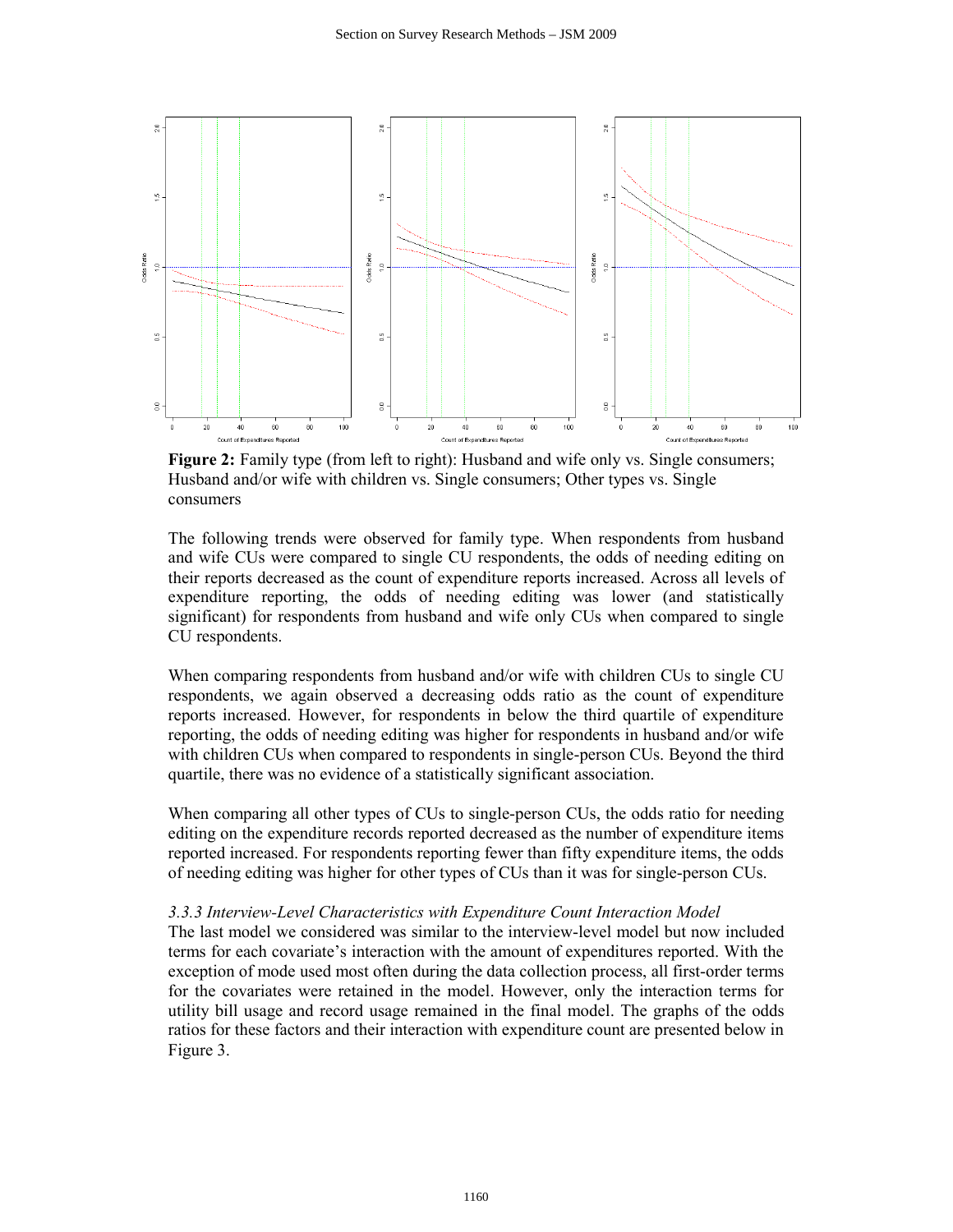0.0 0.5 1.0 1.5 2.0

Odds Ratio

0 20 40 60 80 100

Count of Expenditures Reported

0.0 0.5 1.0 1.5 2.0

Odds Ratio

0 20 40 60 80 100

Count of Expenditures Reported

0.0 0.5 1.0 1.5 2.0

Odds Ratio

0 20 40 60 80 100

Count of Expenditures Reported

**Figure 2:** Family type (from left to right): Husband and wife only vs. Single consumers; Husband and/or wife with children vs. Single consumers; Other types vs. Single consumers

The following trends were observed for family type. When respondents from husband and wife CUs were compared to single CU respondents, the odds of needing editing on their reports decreased as the count of expenditure reports increased. Across all levels of expenditure reporting, the odds of needing editing was lower (and statistically significant) for respondents from husband and wife only CUs when compared to single CU respondents.

When comparing respondents from husband and/or wife with children CUs to single CU respondents, we again observed a decreasing odds ratio as the count of expenditure reports increased. However, for respondents in below the third quartile of expenditure reporting, the odds of needing editing was higher for respondents in husband and/or wife with children CUs when compared to respondents in single-person CUs. Beyond the third quartile, there was no evidence of a statistically significant association.

When comparing all other types of CUs to single-person CUs, the odds ratio for needing editing on the expenditure records reported decreased as the number of expenditure items reported increased. For respondents reporting fewer than fifty expenditure items, the odds of needing editing was higher for other types of CUs than it was for single-person CUs.

*3.3.3 Interview-Level Characteristics with Expenditure Count Interaction Model*

The last model we considered was similar to the interview-level model but now included terms for each covariate's interaction with the amount of expenditures reported. With the exception of mode used most often during the data collection process, all first-order terms for the covariates were retained in the model. However, only the interaction terms for utility bill usage and record usage remained in the final model. The graphs of the odds ratios for these factors and their interaction with expenditure count are presented below in Figure 3.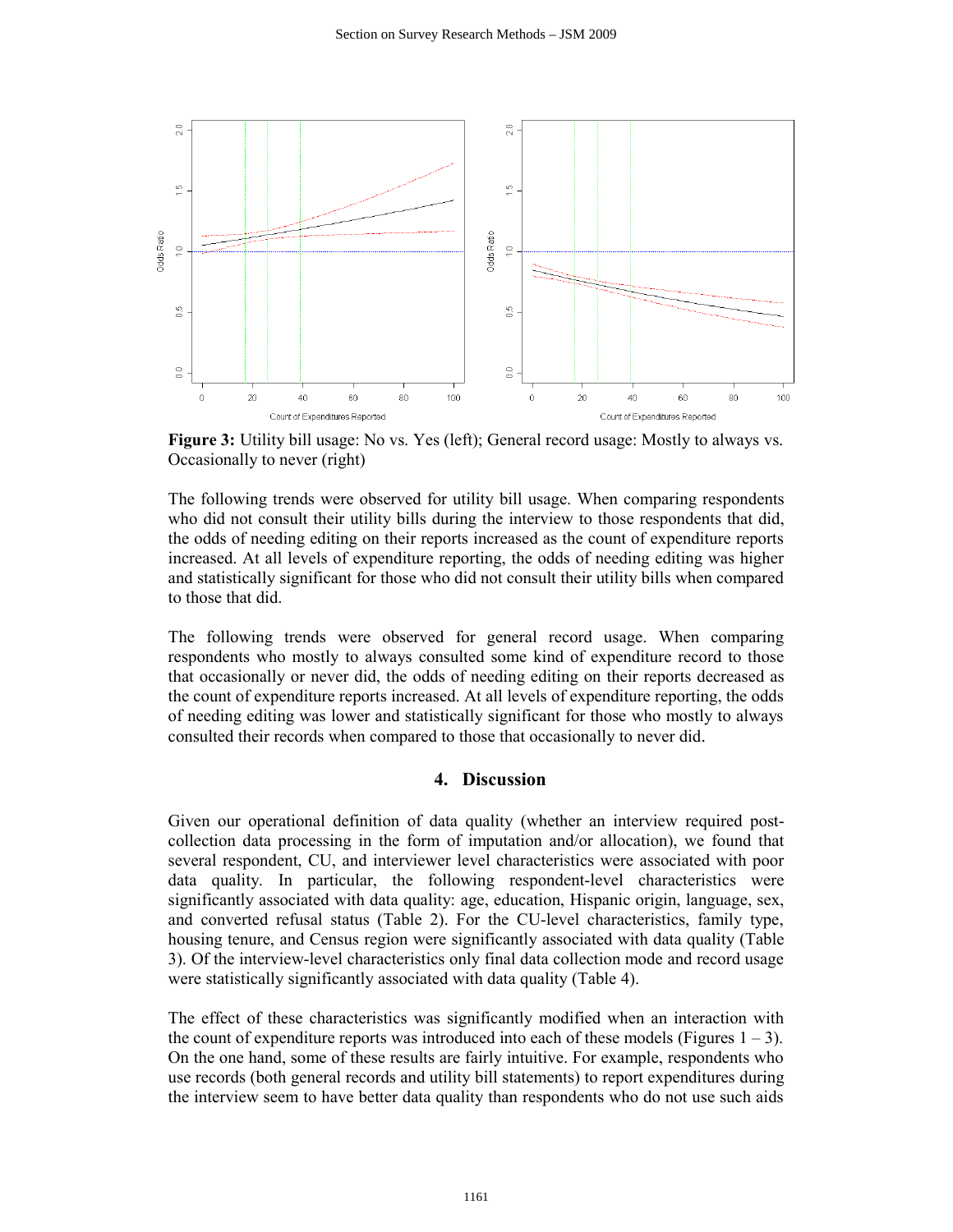Odds Ratio

0.0 0.5 1.0 1.5 2.0

0 20 40 60 80 100

Count of Expenditures Reported

Odds Ratio

0.0 0.5 1.0 1.5 2.0

0 20 40 60 80 100

Count of Expenditures Reported

**Figure 3:** Utility bill usage: No vs. Yes (left); General record usage: Mostly to always vs. Occasionally to never (right)

The following trends were observed for utility bill usage. When comparing respondents who did not consult their utility bills during the interview to those respondents that did, the odds of needing editing on their reports increased as the count of expenditure reports increased. At all levels of expenditure reporting, the odds of needing editing was higher and statistically significant for those who did not consult their utility bills when compared to those that did.

The following trends were observed for general record usage. When comparing respondents who mostly to always consulted some kind of expenditure record to those that occasionally or never did, the odds of needing editing on their reports decreased as the count of expenditure reports increased. At all levels of expenditure reporting, the odds of needing editing was lower and statistically significant for those who mostly to always consulted their records when compared to those that occasionally to never did.

## 4. Discussion

Given our operational definition of data quality (whether an interview required post-collection data processing in the form of imputation and/or allocation), we found that several respondent, CU, and interviewer level characteristics were associated with poor data quality. In particular, the following respondent-level characteristics were significantly associated with data quality: age, education, Hispanic origin, language, sex, and converted refusal status (Table 2). For the CU-level characteristics, family type, housing tenure, and Census region were significantly associated with data quality (Table 3). Of the interview-level characteristics only final data collection mode and record usage were statistically significantly associated with data quality (Table 4).

The effect of these characteristics was significantly modified when an interaction with the count of expenditure reports was introduced into each of these models (Figures 1 – 3). On the one hand, some of these results are fairly intuitive. For example, respondents who use records (both general records and utility bill statements) to report expenditures during the interview seem to have better data quality than respondents who do not use such aids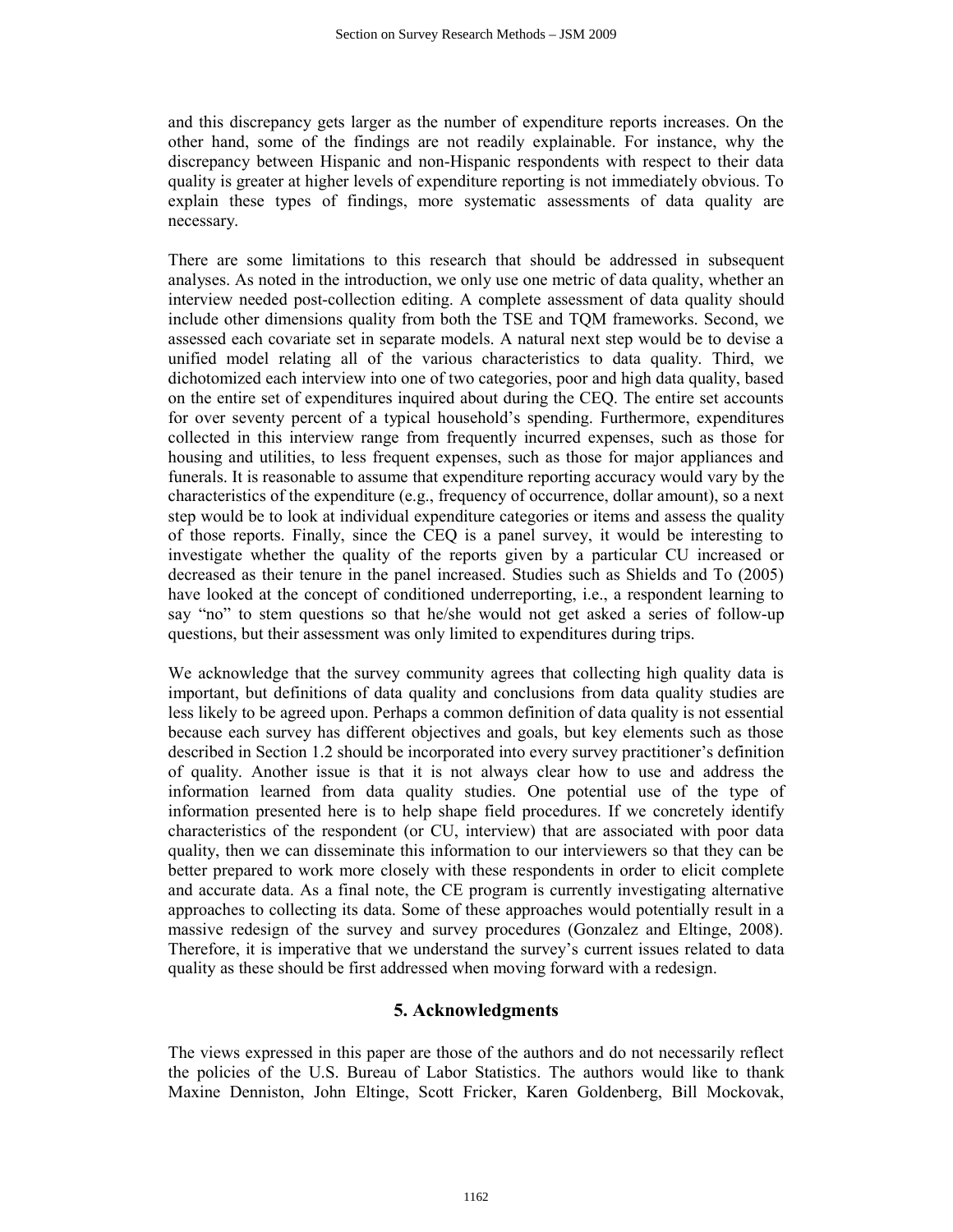and this discrepancy gets larger as the number of expenditure reports increases. On the other hand, some of the findings are not readily explainable. For instance, why the discrepancy between Hispanic and non-Hispanic respondents with respect to their data quality is greater at higher levels of expenditure reporting is not immediately obvious. To explain these types of findings, more systematic assessments of data quality are necessary.

There are some limitations to this research that should be addressed in subsequent analyses. As noted in the introduction, we only use one metric of data quality, whether an interview needed post-collection editing. A complete assessment of data quality should include other dimensions quality from both the TSE and TQM frameworks. Second, we assessed each covariate set in separate models. A natural next step would be to devise a unified model relating all of the various characteristics to data quality. Third, we dichotomized each interview into one of two categories, poor and high data quality, based on the entire set of expenditures inquired about during the CEQ. The entire set accounts for over seventy percent of a typical household's spending. Furthermore, expenditures collected in this interview range from frequently incurred expenses, such as those for housing and utilities, to less frequent expenses, such as those for major appliances and funerals. It is reasonable to assume that expenditure reporting accuracy would vary by the characteristics of the expenditure (e.g., frequency of occurrence, dollar amount), so a next step would be to look at individual expenditure categories or items and assess the quality of those reports. Finally, since the CEQ is a panel survey, it would be interesting to investigate whether the quality of the reports given by a particular CU increased or decreased as their tenure in the panel increased. Studies such as Shields and To (2005) have looked at the concept of conditioned underreporting, i.e., a respondent learning to say "no" to stem questions so that he/she would not get asked a series of follow-up questions, but their assessment was only limited to expenditures during trips.

We acknowledge that the survey community agrees that collecting high quality data is important, but definitions of data quality and conclusions from data quality studies are less likely to be agreed upon. Perhaps a common definition of data quality is not essential because each survey has different objectives and goals, but key elements such as those described in Section 1.2 should be incorporated into every survey practitioner's definition of quality. Another issue is that it is not always clear how to use and address the information learned from data quality studies. One potential use of the type of information presented here is to help shape field procedures. If we concretely identify characteristics of the respondent (or CU, interview) that are associated with poor data quality, then we can disseminate this information to our interviewers so that they can be better prepared to work more closely with these respondents in order to elicit complete and accurate data. As a final note, the CE program is currently investigating alternative approaches to collecting its data. Some of these approaches would potentially result in a massive redesign of the survey and survey procedures (Gonzalez and Eltinge, 2008). Therefore, it is imperative that we understand the survey's current issues related to data quality as these should be first addressed when moving forward with a redesign.

## 5. Acknowledgments

The views expressed in this paper are those of the authors and do not necessarily reflect the policies of the U.S. Bureau of Labor Statistics. The authors would like to thank Maxine Denniston, John Eltinge, Scott Fricker, Karen Goldenberg, Bill Mockovak,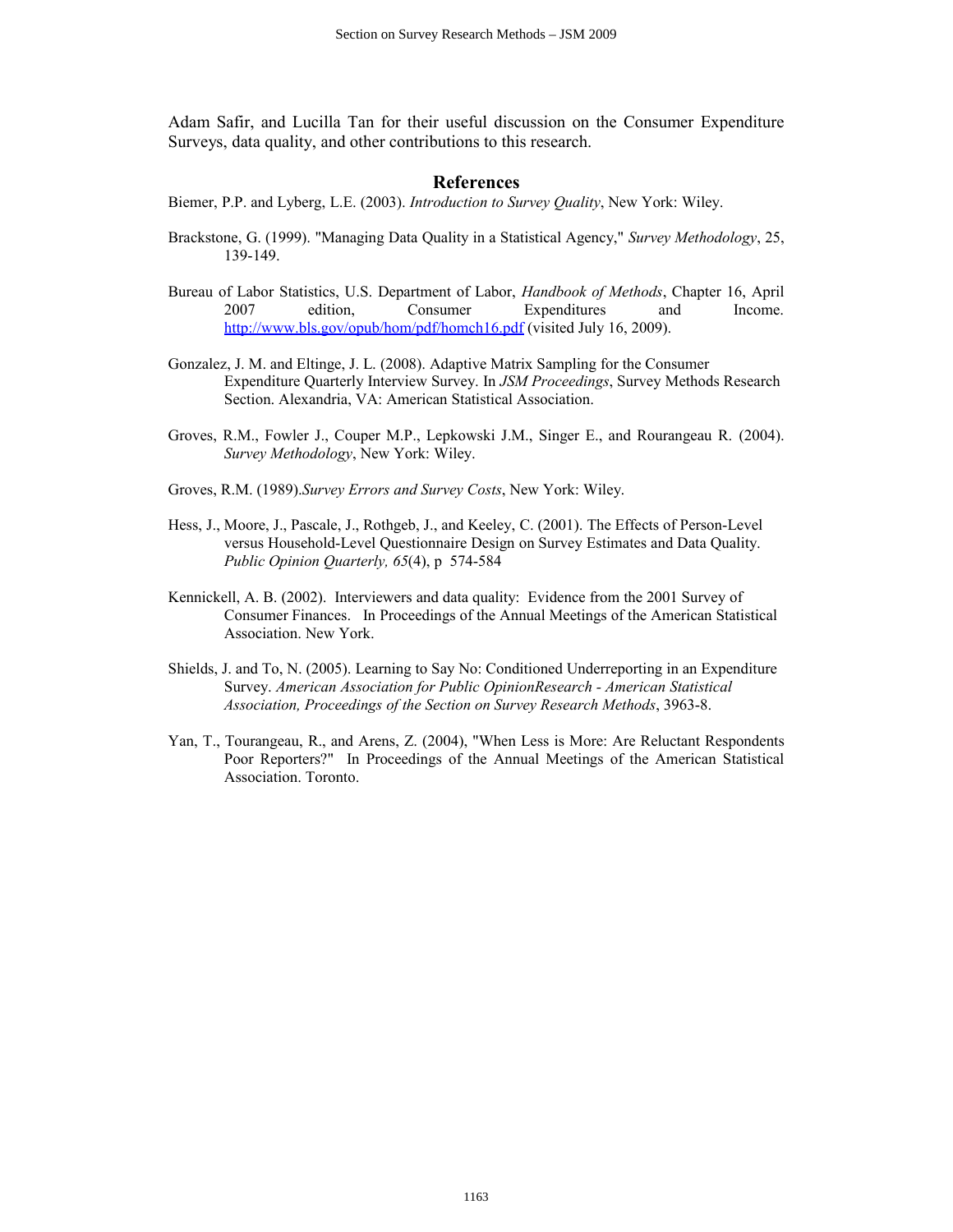Adam Safir, and Lucilla Tan for their useful discussion on the Consumer Expenditure Surveys, data quality, and other contributions to this research.

## References

Biemer, P.P. and Lyberg, L.E. (2003). *Introduction to Survey Quality*, New York: Wiley.

Brackstone, G. (1999). "Managing Data Quality in a Statistical Agency," *Survey Methodology*, 25, 139-149.

Bureau of Labor Statistics, U.S. Department of Labor, *Handbook of Methods*, Chapter 16, April 2007 edition, Consumer Expenditures and Income. http://www.bls.gov/opub/hom/pdf/homch16.pdf (visited July 16, 2009).

Gonzalez, J. M. and Eltinge, J. L. (2008). Adaptive Matrix Sampling for the Consumer Expenditure Quarterly Interview Survey. In *JSM Proceedings*, Survey Methods Research Section. Alexandria, VA: American Statistical Association.

Groves, R.M., Fowler J., Couper M.P., Lepkowski J.M., Singer E., and Rourangeau R. (2004). *Survey Methodology*, New York: Wiley.

Groves, R.M. (1989).*Survey Errors and Survey Costs*, New York: Wiley.

Hess, J., Moore, J., Pascale, J., Rothgeb, J., and Keeley, C. (2001). The Effects of Person-Level versus Household-Level Questionnaire Design on Survey Estimates and Data Quality. *Public Opinion Quarterly, 65*(4), p 574-584

Kennickell, A. B. (2002). Interviewers and data quality: Evidence from the 2001 Survey of Consumer Finances. In Proceedings of the Annual Meetings of the American Statistical Association. New York.

Shields, J. and To, N. (2005). Learning to Say No: Conditioned Underreporting in an Expenditure Survey. *American Association for Public OpinionResearch - American Statistical Association, Proceedings of the Section on Survey Research Methods*, 3963-8.

Yan, T., Tourangeau, R., and Arens, Z. (2004), "When Less is More: Are Reluctant Respondents Poor Reporters?" In Proceedings of the Annual Meetings of the American Statistical Association. Toronto.